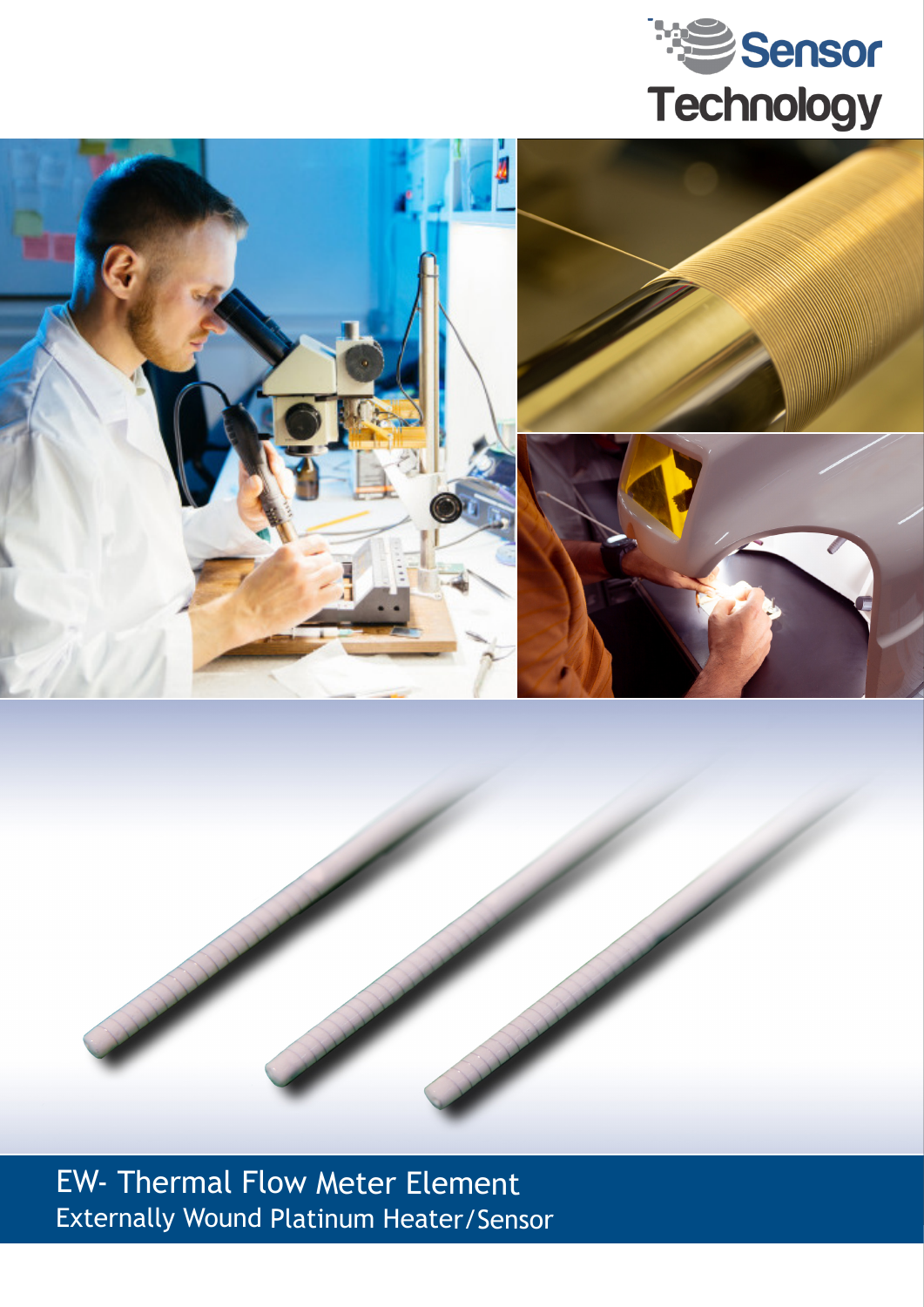Sensor Technology

# EW- Thermal Flow Meter Element

## Externally Wound Platinum Heater/Sensor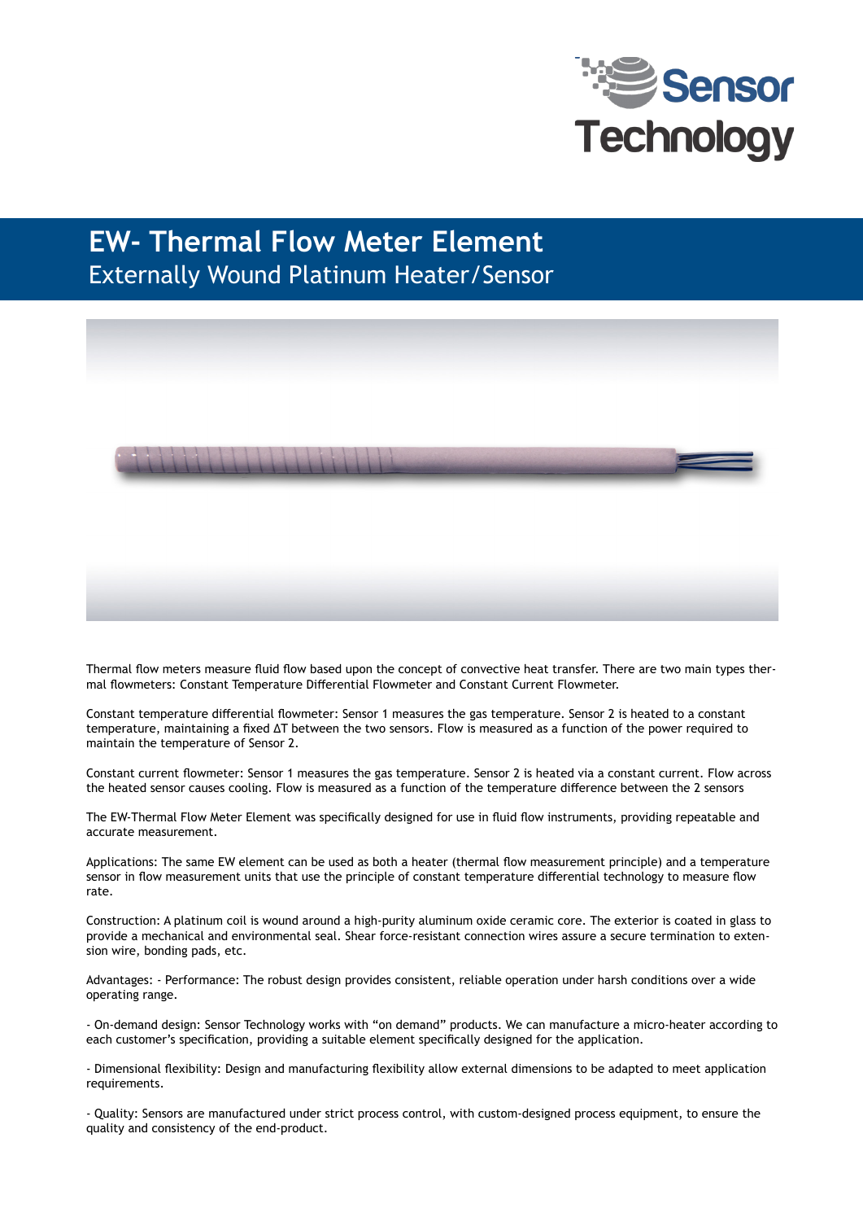# EW- Thermal Flow Meter Element

## Externally Wound Platinum Heater/Sensor

Thermal flow meters measure fluid flow based upon the concept of convective heat transfer. There are two main types thermal flowmeters: Constant Temperature Differential Flowmeter and Constant Current Flowmeter.

Constant temperature differential flowmeter: Sensor 1 measures the gas temperature. Sensor 2 is heated to a constant temperature, maintaining a fixed ΔT between the two sensors. Flow is measured as a function of the power required to maintain the temperature of Sensor 2.

Constant current flowmeter: Sensor 1 measures the gas temperature. Sensor 2 is heated via a constant current. Flow across the heated sensor causes cooling. Flow is measured as a function of the temperature difference between the 2 sensors

The EW-Thermal Flow Meter Element was specifically designed for use in fluid flow instruments, providing repeatable and accurate measurement.

Applications: The same EW element can be used as both a heater (thermal flow measurement principle) and a temperature sensor in flow measurement units that use the principle of constant temperature differential technology to measure flow rate.

Construction: A platinum coil is wound around a high-purity aluminum oxide ceramic core. The exterior is coated in glass to provide a mechanical and environmental seal. Shear force-resistant connection wires assure a secure termination to extension wire, bonding pads, etc.

Advantages: - Performance: The robust design provides consistent, reliable operation under harsh conditions over a wide operating range.

- On-demand design: Sensor Technology works with "on demand" products. We can manufacture a micro-heater according to each customer's specification, providing a suitable element specifically designed for the application.

- Dimensional flexibility: Design and manufacturing flexibility allow external dimensions to be adapted to meet application requirements.

- Quality: Sensors are manufactured under strict process control, with custom-designed process equipment, to ensure the quality and consistency of the end-product.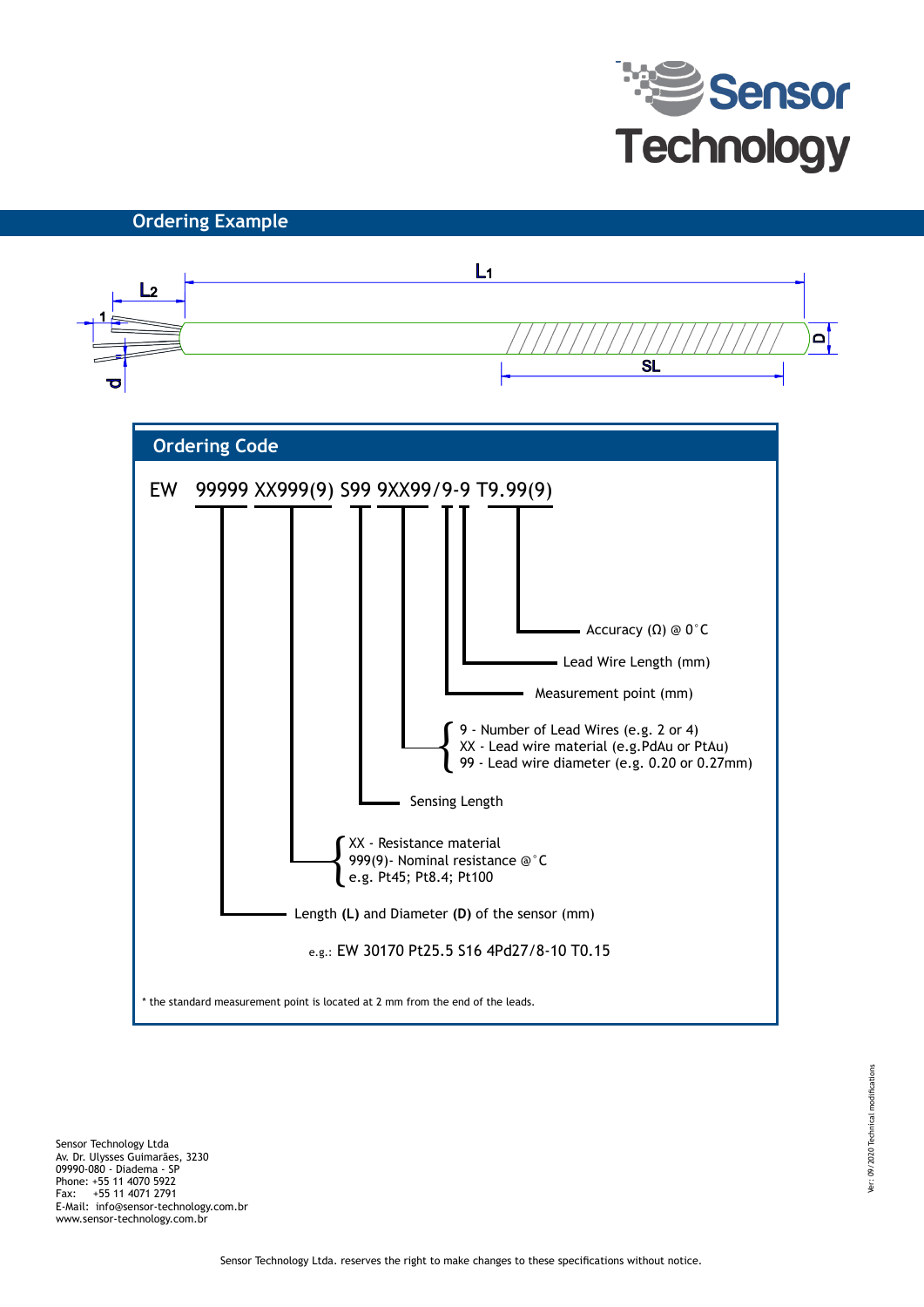## Ordering Example

L1

L2

1

d

D

SL

## Ordering Code

EW 99999 XX999(9) S99 9XX99/9-9 T9.99(9)

- Accuracy (Ω) @ 0°C
- Lead Wire Length (mm)
- Measurement point (mm)
- 9 - Number of Lead Wires (e.g. 2 or 4)
  XX - Lead wire material (e.g.PdAu or PtAu)
  99 - Lead wire diameter (e.g. 0.20 or 0.27mm)
- Sensing Length
- XX - Resistance material
  999(9)- Nominal resistance @°C
  e.g. Pt45; Pt8.4; Pt100
- Length **(L)** and Diameter **(D)** of the sensor (mm)

e.g.: EW 30170 Pt25.5 S16 4Pd27/8-10 T0.15

* the standard measurement point is located at 2 mm from the end of the leads.

Sensor Technology Ltda
Av. Dr. Ulysses Guimarães, 3230
09990-080 - Diadema - SP
Phone: +55 11 4070 5922
Fax: +55 11 4071 2791
E-Mail: info@sensor-technology.com.br
www.sensor-technology.com.br

Ver: 09/2020 Technical modifications

Sensor Technology Ltda. reserves the right to make changes to these specifications without notice.